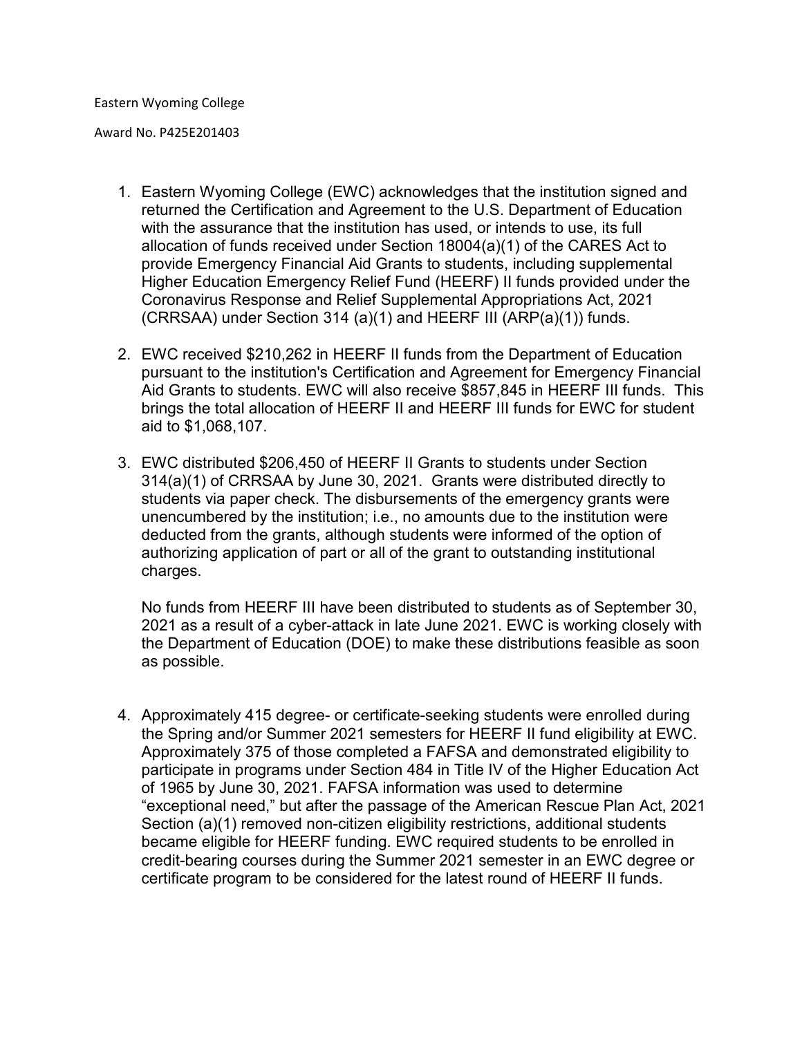Eastern Wyoming College

Award No. P425E201403

1. Eastern Wyoming College (EWC) acknowledges that the institution signed and returned the Certification and Agreement to the U.S. Department of Education with the assurance that the institution has used, or intends to use, its full allocation of funds received under Section 18004(a)(1) of the CARES Act to provide Emergency Financial Aid Grants to students, including supplemental Higher Education Emergency Relief Fund (HEERF) II funds provided under the Coronavirus Response and Relief Supplemental Appropriations Act, 2021 (CRRSAA) under Section 314 (a)(1) and HEERF III (ARP(a)(1)) funds.

2. EWC received $210,262 in HEERF II funds from the Department of Education pursuant to the institution's Certification and Agreement for Emergency Financial Aid Grants to students. EWC will also receive $857,845 in HEERF III funds. This brings the total allocation of HEERF II and HEERF III funds for EWC for student aid to $1,068,107.

3. EWC distributed $206,450 of HEERF II Grants to students under Section 314(a)(1) of CRRSAA by June 30, 2021. Grants were distributed directly to students via paper check. The disbursements of the emergency grants were unencumbered by the institution; i.e., no amounts due to the institution were deducted from the grants, although students were informed of the option of authorizing application of part or all of the grant to outstanding institutional charges.

   No funds from HEERF III have been distributed to students as of September 30, 2021 as a result of a cyber-attack in late June 2021. EWC is working closely with the Department of Education (DOE) to make these distributions feasible as soon as possible.

4. Approximately 415 degree- or certificate-seeking students were enrolled during the Spring and/or Summer 2021 semesters for HEERF II fund eligibility at EWC. Approximately 375 of those completed a FAFSA and demonstrated eligibility to participate in programs under Section 484 in Title IV of the Higher Education Act of 1965 by June 30, 2021. FAFSA information was used to determine "exceptional need," but after the passage of the American Rescue Plan Act, 2021 Section (a)(1) removed non-citizen eligibility restrictions, additional students became eligible for HEERF funding. EWC required students to be enrolled in credit-bearing courses during the Summer 2021 semester in an EWC degree or certificate program to be considered for the latest round of HEERF II funds.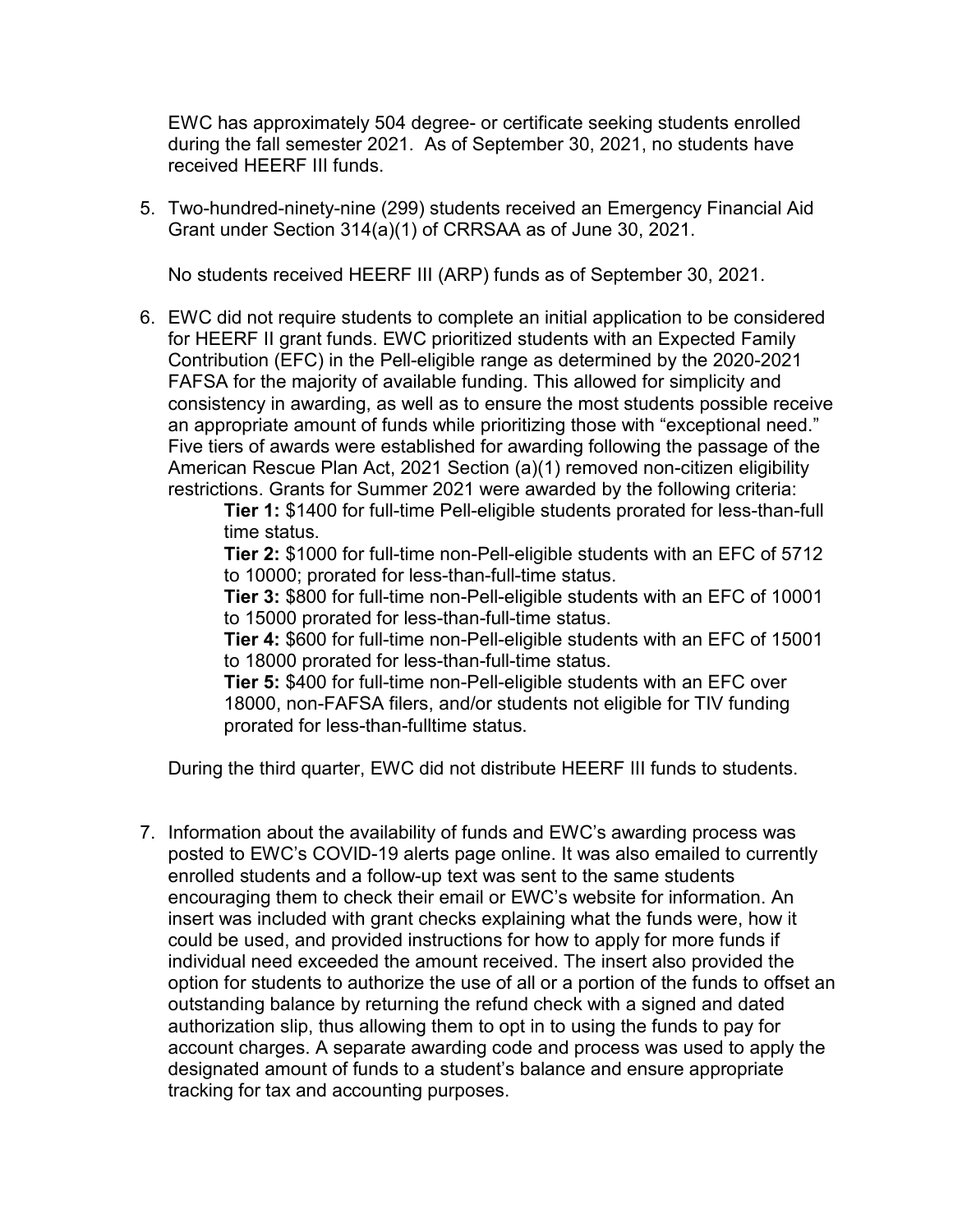EWC has approximately 504 degree- or certificate seeking students enrolled during the fall semester 2021. As of September 30, 2021, no students have received HEERF III funds.

5. Two-hundred-ninety-nine (299) students received an Emergency Financial Aid Grant under Section 314(a)(1) of CRRSAA as of June 30, 2021.

   No students received HEERF III (ARP) funds as of September 30, 2021.

6. EWC did not require students to complete an initial application to be considered for HEERF II grant funds. EWC prioritized students with an Expected Family Contribution (EFC) in the Pell-eligible range as determined by the 2020-2021 FAFSA for the majority of available funding. This allowed for simplicity and consistency in awarding, as well as to ensure the most students possible receive an appropriate amount of funds while prioritizing those with "exceptional need." Five tiers of awards were established for awarding following the passage of the American Rescue Plan Act, 2021 Section (a)(1) removed non-citizen eligibility restrictions. Grants for Summer 2021 were awarded by the following criteria:

   **Tier 1:** $1400 for full-time Pell-eligible students prorated for less-than-full time status.

   **Tier 2:** $1000 for full-time non-Pell-eligible students with an EFC of 5712 to 10000; prorated for less-than-full-time status.

   **Tier 3:** $800 for full-time non-Pell-eligible students with an EFC of 10001 to 15000 prorated for less-than-full-time status.

   **Tier 4:** $600 for full-time non-Pell-eligible students with an EFC of 15001 to 18000 prorated for less-than-full-time status.

   **Tier 5:** $400 for full-time non-Pell-eligible students with an EFC over 18000, non-FAFSA filers, and/or students not eligible for TIV funding prorated for less-than-fulltime status.

   During the third quarter, EWC did not distribute HEERF III funds to students.

7. Information about the availability of funds and EWC's awarding process was posted to EWC's COVID-19 alerts page online. It was also emailed to currently enrolled students and a follow-up text was sent to the same students encouraging them to check their email or EWC's website for information. An insert was included with grant checks explaining what the funds were, how it could be used, and provided instructions for how to apply for more funds if individual need exceeded the amount received. The insert also provided the option for students to authorize the use of all or a portion of the funds to offset an outstanding balance by returning the refund check with a signed and dated authorization slip, thus allowing them to opt in to using the funds to pay for account charges. A separate awarding code and process was used to apply the designated amount of funds to a student's balance and ensure appropriate tracking for tax and accounting purposes.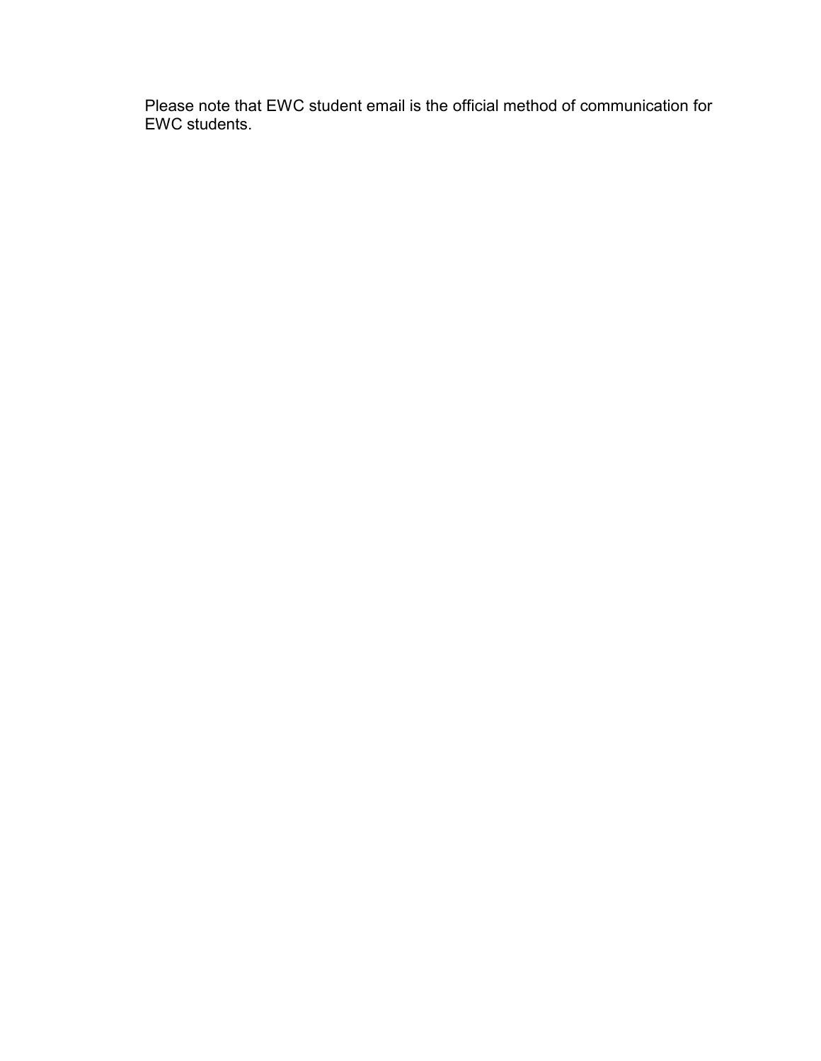Please note that EWC student email is the official method of communication for EWC students.